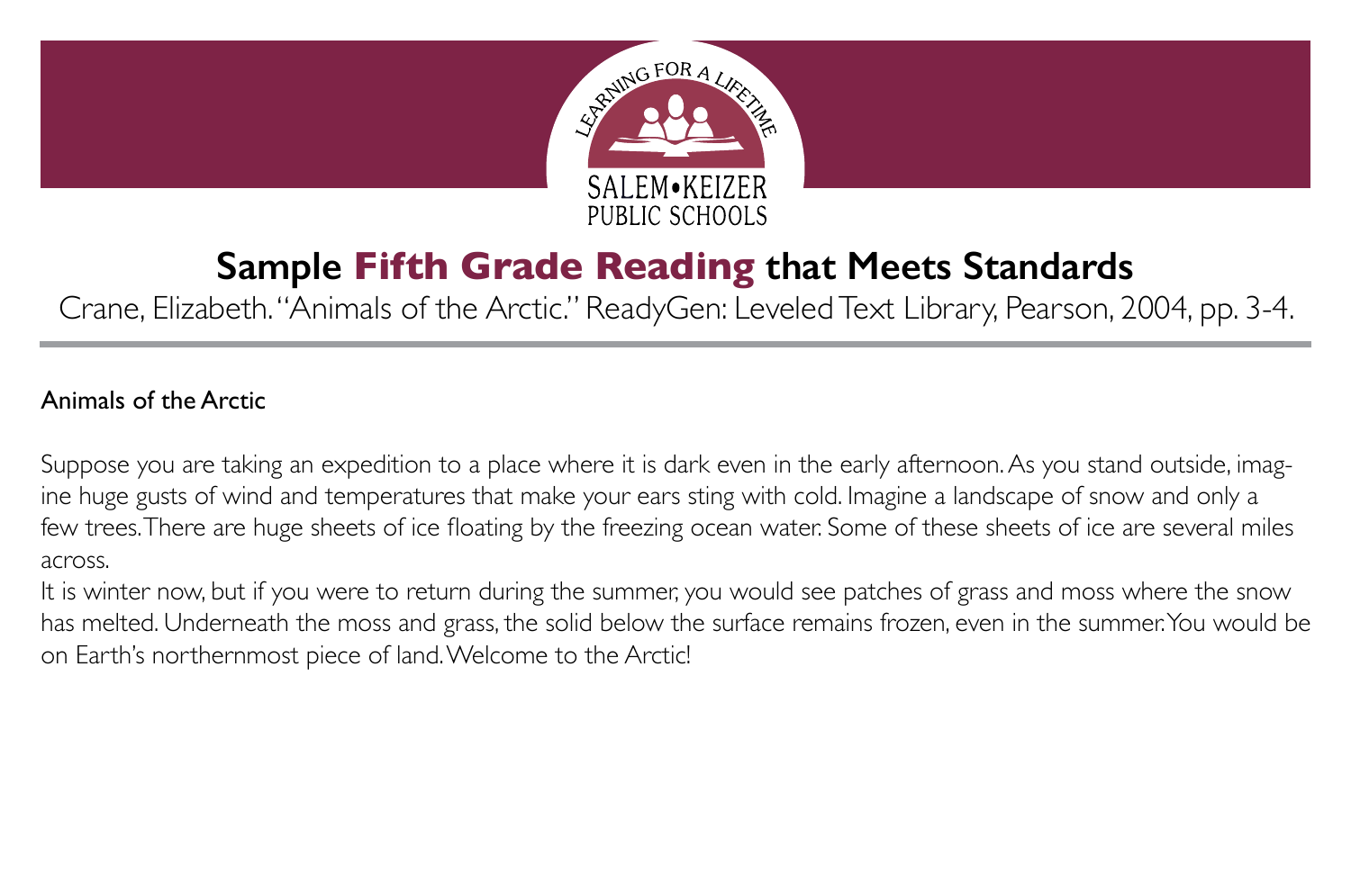LEARNING FOR A LIFETIME

SALEM•KEIZER PUBLIC SCHOOLS

# Sample **Fifth Grade Reading** that Meets Standards

Crane, Elizabeth. "Animals of the Arctic." ReadyGen: Leveled Text Library, Pearson, 2004, pp. 3-4.

---

## Animals of the Arctic

Suppose you are taking an expedition to a place where it is dark even in the early afternoon. As you stand outside, imagine huge gusts of wind and temperatures that make your ears sting with cold. Imagine a landscape of snow and only a few trees. There are huge sheets of ice floating by the freezing ocean water. Some of these sheets of ice are several miles across.

It is winter now, but if you were to return during the summer, you would see patches of grass and moss where the snow has melted. Underneath the moss and grass, the solid below the surface remains frozen, even in the summer. You would be on Earth's northernmost piece of land. Welcome to the Arctic!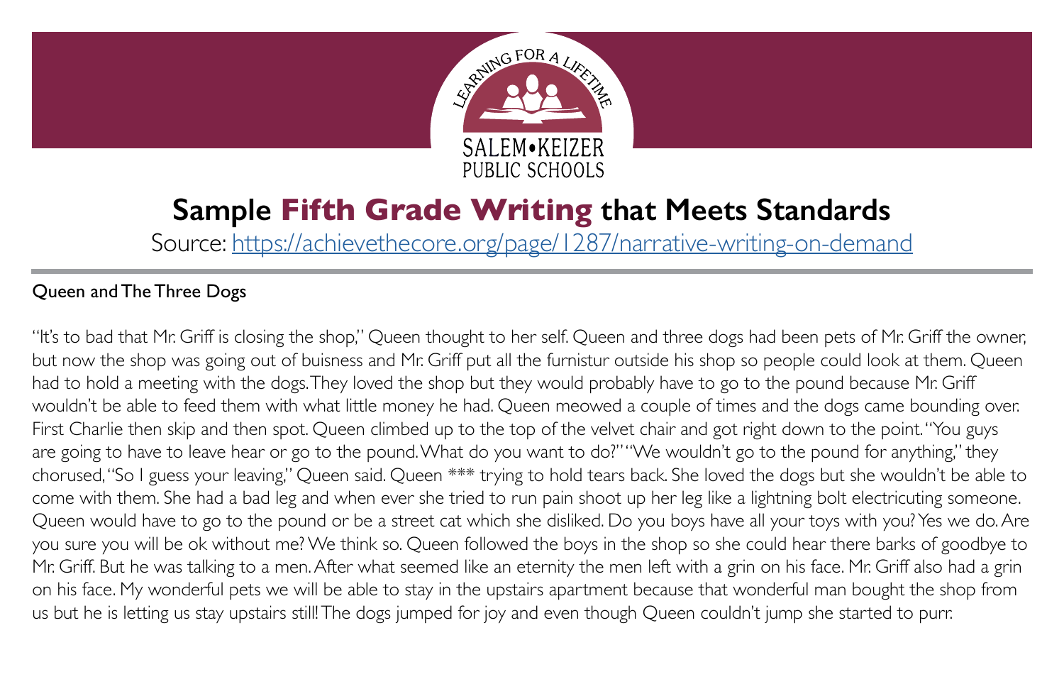SALEM•KEIZER PUBLIC SCHOOLS

# Sample Fifth Grade Writing that Meets Standards

Source: https://achievethecore.org/page/1287/narrative-writing-on-demand

**Queen and The Three Dogs**

"It's to bad that Mr. Griff is closing the shop," Queen thought to her self. Queen and three dogs had been pets of Mr. Griff the owner, but now the shop was going out of buisness and Mr. Griff put all the furnistur outside his shop so people could look at them. Queen had to hold a meeting with the dogs. They loved the shop but they would probably have to go to the pound because Mr. Griff wouldn't be able to feed them with what little money he had. Queen meowed a couple of times and the dogs came bounding over. First Charlie then skip and then spot. Queen climbed up to the top of the velvet chair and got right down to the point. "You guys are going to have to leave hear or go to the pound. What do you want to do?" "We wouldn't go to the pound for anything," they chorused, "So I guess your leaving," Queen said. Queen *** trying to hold tears back. She loved the dogs but she wouldn't be able to come with them. She had a bad leg and when ever she tried to run pain shoot up her leg like a lightning bolt electricuting someone. Queen would have to go to the pound or be a street cat which she disliked. Do you boys have all your toys with you? Yes we do. Are you sure you will be ok without me? We think so. Queen followed the boys in the shop so she could hear there barks of goodbye to Mr. Griff. But he was talking to a men. After what seemed like an eternity the men left with a grin on his face. Mr. Griff also had a grin on his face. My wonderful pets we will be able to stay in the upstairs apartment because that wonderful man bought the shop from us but he is letting us stay upstairs still! The dogs jumped for joy and even though Queen couldn't jump she started to purr.